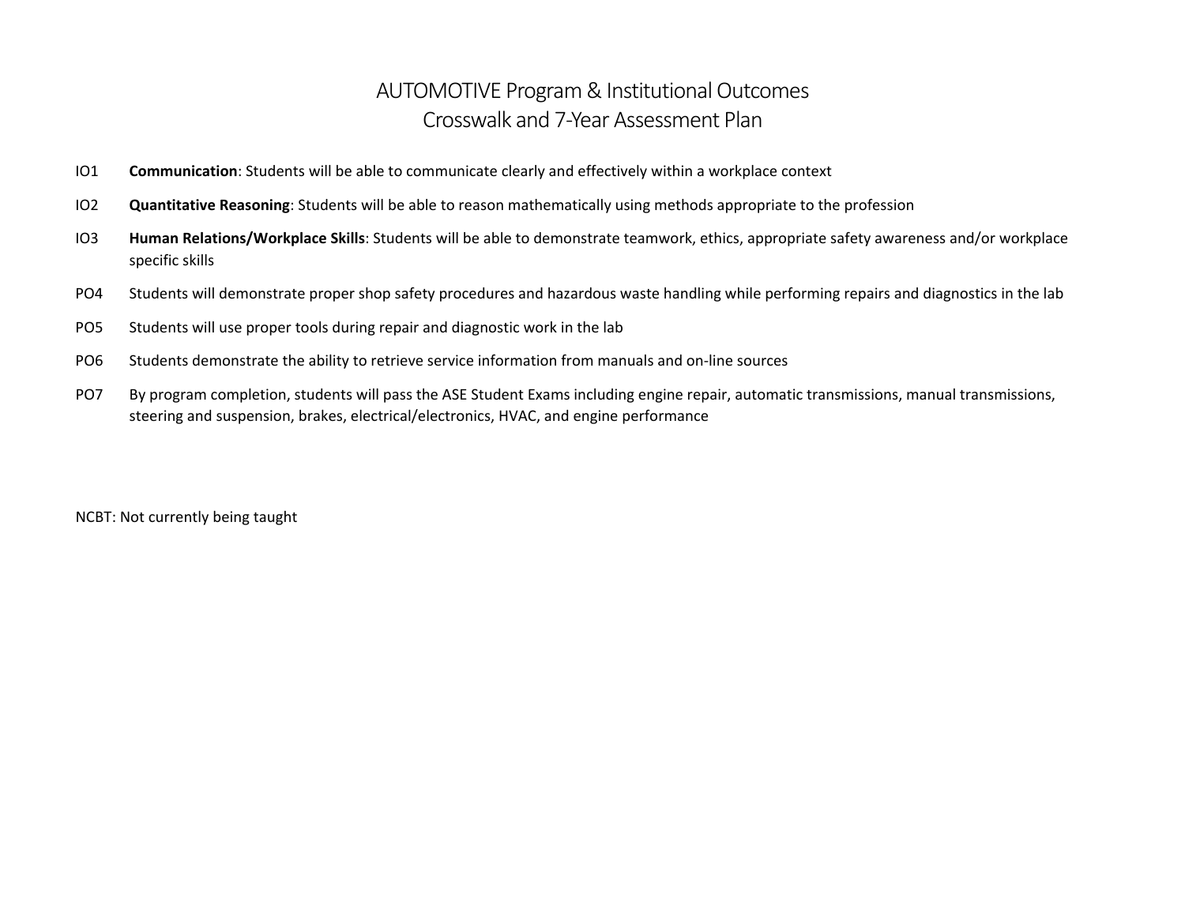# AUTOMOTIVE Program & Institutional Outcomes
## Crosswalk and 7-Year Assessment Plan

IO1 **Communication**: Students will be able to communicate clearly and effectively within a workplace context

IO2 **Quantitative Reasoning**: Students will be able to reason mathematically using methods appropriate to the profession

IO3 **Human Relations/Workplace Skills**: Students will be able to demonstrate teamwork, ethics, appropriate safety awareness and/or workplace specific skills

PO4 Students will demonstrate proper shop safety procedures and hazardous waste handling while performing repairs and diagnostics in the lab

PO5 Students will use proper tools during repair and diagnostic work in the lab

PO6 Students demonstrate the ability to retrieve service information from manuals and on-line sources

PO7 By program completion, students will pass the ASE Student Exams including engine repair, automatic transmissions, manual transmissions, steering and suspension, brakes, electrical/electronics, HVAC, and engine performance

NCBT: Not currently being taught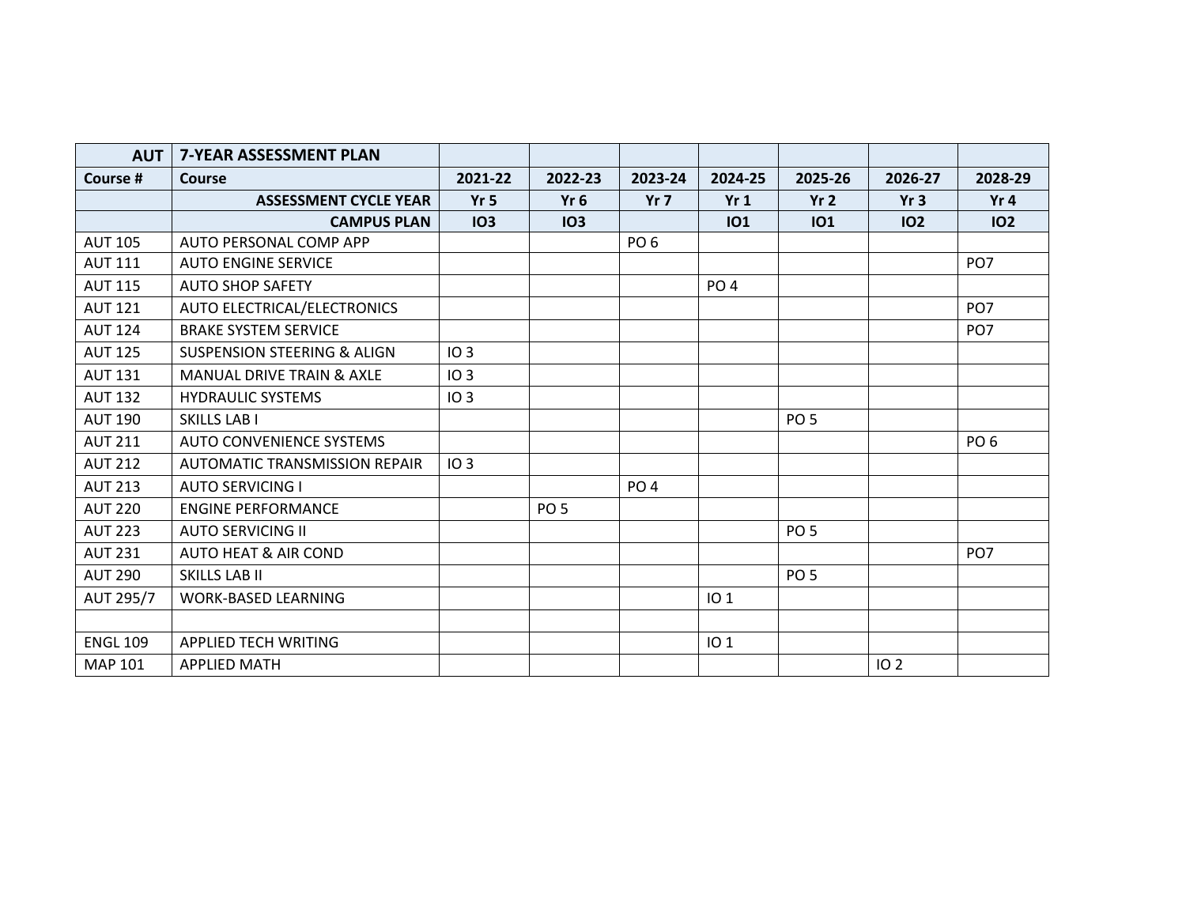| AUT | 7-YEAR ASSESSMENT PLAN | | | | | | | |
|---|---|---|---|---|---|---|---|---|
| **Course #** | **Course** | **2021-22** | **2022-23** | **2023-24** | **2024-25** | **2025-26** | **2026-27** | **2028-29** |
| | **ASSESSMENT CYCLE YEAR** | **Yr 5** | **Yr 6** | **Yr 7** | **Yr 1** | **Yr 2** | **Yr 3** | **Yr 4** |
| | **CAMPUS PLAN** | **IO3** | **IO3** | | **IO1** | **IO1** | **IO2** | **IO2** |
| AUT 105 | AUTO PERSONAL COMP APP | | | PO 6 | | | | |
| AUT 111 | AUTO ENGINE SERVICE | | | | | | | PO7 |
| AUT 115 | AUTO SHOP SAFETY | | | | PO 4 | | | |
| AUT 121 | AUTO ELECTRICAL/ELECTRONICS | | | | | | | PO7 |
| AUT 124 | BRAKE SYSTEM SERVICE | | | | | | | PO7 |
| AUT 125 | SUSPENSION STEERING & ALIGN | IO 3 | | | | | | |
| AUT 131 | MANUAL DRIVE TRAIN & AXLE | IO 3 | | | | | | |
| AUT 132 | HYDRAULIC SYSTEMS | IO 3 | | | | | | |
| AUT 190 | SKILLS LAB I | | | | | PO 5 | | |
| AUT 211 | AUTO CONVENIENCE SYSTEMS | | | | | | | PO 6 |
| AUT 212 | AUTOMATIC TRANSMISSION REPAIR | IO 3 | | | | | | |
| AUT 213 | AUTO SERVICING I | | | PO 4 | | | | |
| AUT 220 | ENGINE PERFORMANCE | | PO 5 | | | | | |
| AUT 223 | AUTO SERVICING II | | | | | PO 5 | | |
| AUT 231 | AUTO HEAT & AIR COND | | | | | | | PO7 |
| AUT 290 | SKILLS LAB II | | | | | PO 5 | | |
| AUT 295/7 | WORK-BASED LEARNING | | | | IO 1 | | | |
| | | | | | | | | |
| ENGL 109 | APPLIED TECH WRITING | | | | IO 1 | | | |
| MAP 101 | APPLIED MATH | | | | | | IO 2 | |